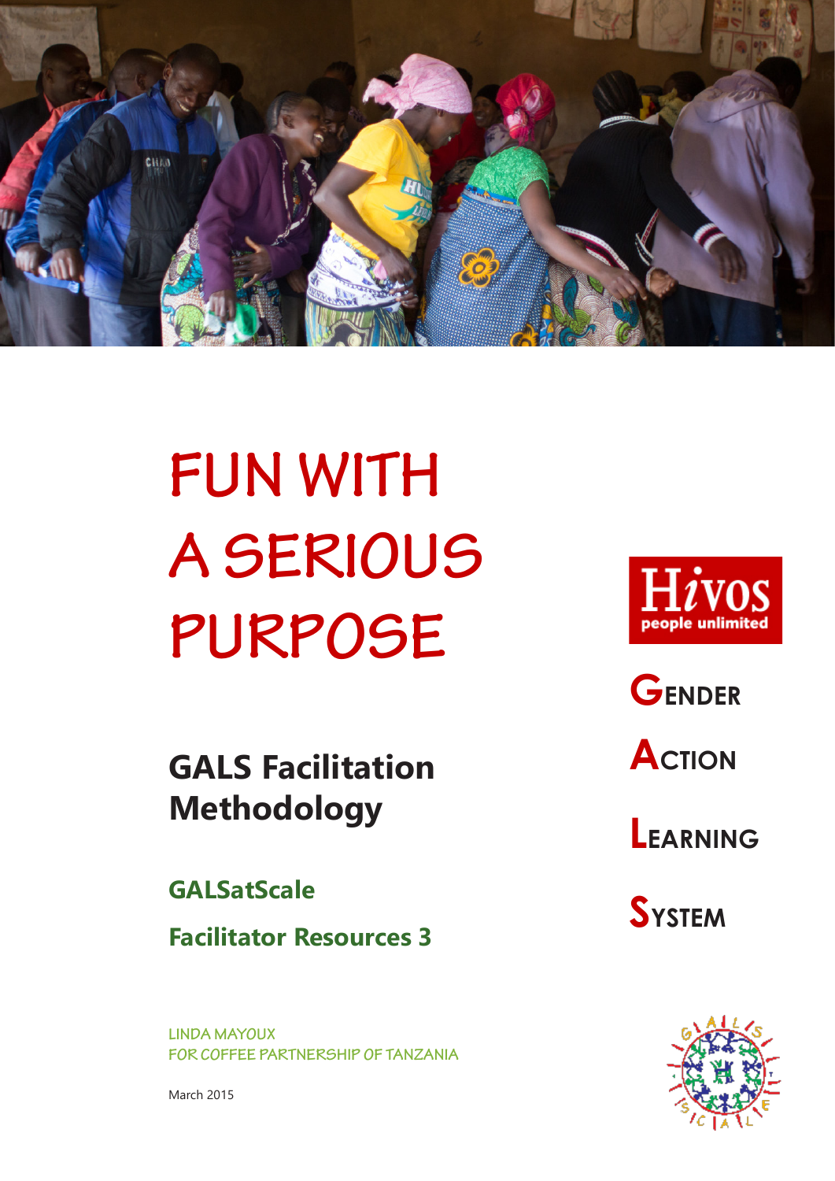# FUN WITH A SERIOUS PURPOSE

## GALS Facilitation Methodology

**GALSatScale**

**Facilitator Resources 3**

Hivos
people unlimited

**G**ENDER
**A**CTION
**L**EARNING
**S**YSTEM

LINDA MAYOUX
FOR COFFEE PARTNERSHIP OF TANZANIA

March 2015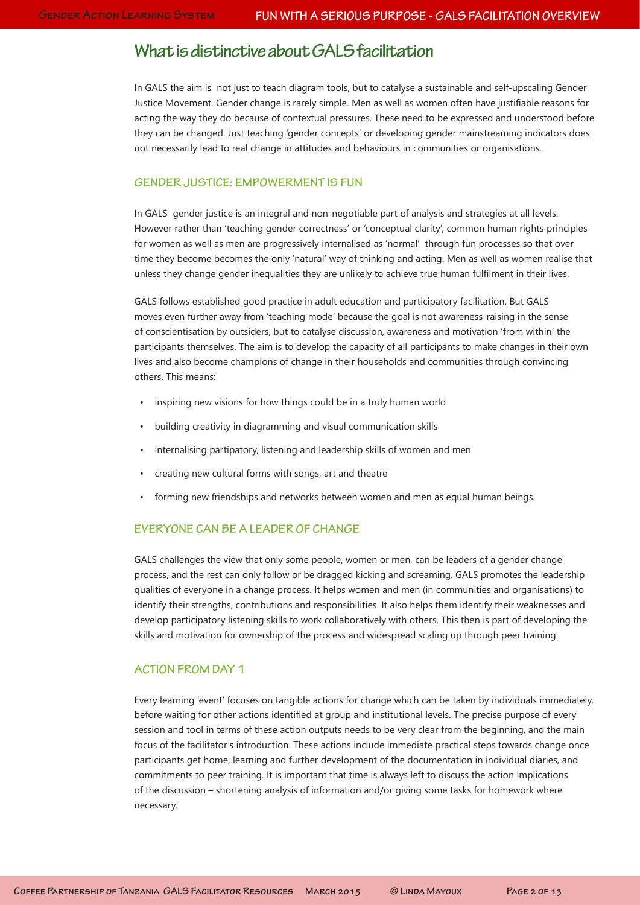# What is distinctive about GALS facilitation

In GALS the aim is not just to teach diagram tools, but to catalyse a sustainable and self-upscaling Gender Justice Movement. Gender change is rarely simple. Men as well as women often have justifiable reasons for acting the way they do because of contextual pressures. These need to be expressed and understood before they can be changed. Just teaching 'gender concepts' or developing gender mainstreaming indicators does not necessarily lead to real change in attitudes and behaviours in communities or organisations.

## GENDER JUSTICE: EMPOWERMENT IS FUN

In GALS gender justice is an integral and non-negotiable part of analysis and strategies at all levels. However rather than 'teaching gender correctness' or 'conceptual clarity', common human rights principles for women as well as men are progressively internalised as 'normal' through fun processes so that over time they become becomes the only 'natural' way of thinking and acting. Men as well as women realise that unless they change gender inequalities they are unlikely to achieve true human fulfilment in their lives.

GALS follows established good practice in adult education and participatory facilitation. But GALS moves even further away from 'teaching mode' because the goal is not awareness-raising in the sense of conscientisation by outsiders, but to catalyse discussion, awareness and motivation 'from within' the participants themselves. The aim is to develop the capacity of all participants to make changes in their own lives and also become champions of change in their households and communities through convincing others. This means:

- inspiring new visions for how things could be in a truly human world
- building creativity in diagramming and visual communication skills
- internalising partipatory, listening and leadership skills of women and men
- creating new cultural forms with songs, art and theatre
- forming new friendships and networks between women and men as equal human beings.

## EVERYONE CAN BE A LEADER OF CHANGE

GALS challenges the view that only some people, women or men, can be leaders of a gender change process, and the rest can only follow or be dragged kicking and screaming. GALS promotes the leadership qualities of everyone in a change process. It helps women and men (in communities and organisations) to identify their strengths, contributions and responsibilities. It also helps them identify their weaknesses and develop participatory listening skills to work collaboratively with others. This then is part of developing the skills and motivation for ownership of the process and widespread scaling up through peer training.

## ACTION FROM DAY 1

Every learning 'event' focuses on tangible actions for change which can be taken by individuals immediately, before waiting for other actions identified at group and institutional levels. The precise purpose of every session and tool in terms of these action outputs needs to be very clear from the beginning, and the main focus of the facilitator's introduction. These actions include immediate practical steps towards change once participants get home, learning and further development of the documentation in individual diaries, and commitments to peer training. It is important that time is always left to discuss the action implications of the discussion – shortening analysis of information and/or giving some tasks for homework where necessary.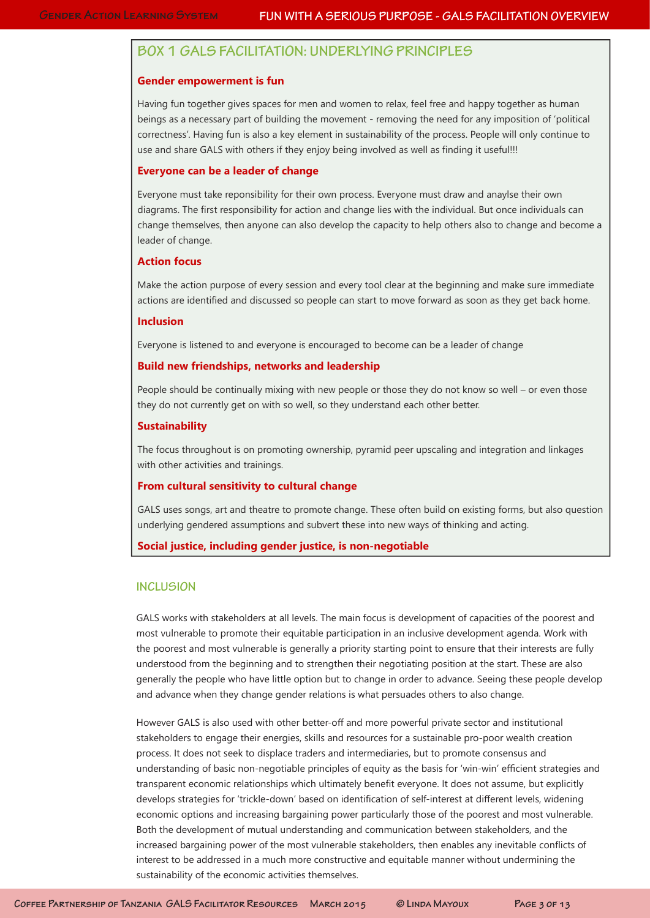## BOX 1 GALS FACILITATION: UNDERLYING PRINCIPLES

**Gender empowerment is fun**

Having fun together gives spaces for men and women to relax, feel free and happy together as human beings as a necessary part of building the movement - removing the need for any imposition of 'political correctness'. Having fun is also a key element in sustainability of the process. People will only continue to use and share GALS with others if they enjoy being involved as well as finding it useful!!!

**Everyone can be a leader of change**

Everyone must take reponsibility for their own process. Everyone must draw and anaylse their own diagrams. The first responsibility for action and change lies with the individual. But once individuals can change themselves, then anyone can also develop the capacity to help others also to change and become a leader of change.

**Action focus**

Make the action purpose of every session and every tool clear at the beginning and make sure immediate actions are identified and discussed so people can start to move forward as soon as they get back home.

**Inclusion**

Everyone is listened to and everyone is encouraged to become can be a leader of change

**Build new friendships, networks and leadership**

People should be continually mixing with new people or those they do not know so well – or even those they do not currently get on with so well, so they understand each other better.

**Sustainability**

The focus throughout is on promoting ownership, pyramid peer upscaling and integration and linkages with other activities and trainings.

**From cultural sensitivity to cultural change**

GALS uses songs, art and theatre to promote change. These often build on existing forms, but also question underlying gendered assumptions and subvert these into new ways of thinking and acting.

**Social justice, including gender justice, is non-negotiable**

## INCLUSION

GALS works with stakeholders at all levels. The main focus is development of capacities of the poorest and most vulnerable to promote their equitable participation in an inclusive development agenda. Work with the poorest and most vulnerable is generally a priority starting point to ensure that their interests are fully understood from the beginning and to strengthen their negotiating position at the start. These are also generally the people who have little option but to change in order to advance. Seeing these people develop and advance when they change gender relations is what persuades others to also change.

However GALS is also used with other better-off and more powerful private sector and institutional stakeholders to engage their energies, skills and resources for a sustainable pro-poor wealth creation process. It does not seek to displace traders and intermediaries, but to promote consensus and understanding of basic non-negotiable principles of equity as the basis for 'win-win' efficient strategies and transparent economic relationships which ultimately benefit everyone. It does not assume, but explicitly develops strategies for 'trickle-down' based on identification of self-interest at different levels, widening economic options and increasing bargaining power particularly those of the poorest and most vulnerable. Both the development of mutual understanding and communication between stakeholders, and the increased bargaining power of the most vulnerable stakeholders, then enables any inevitable conflicts of interest to be addressed in a much more constructive and equitable manner without undermining the sustainability of the economic activities themselves.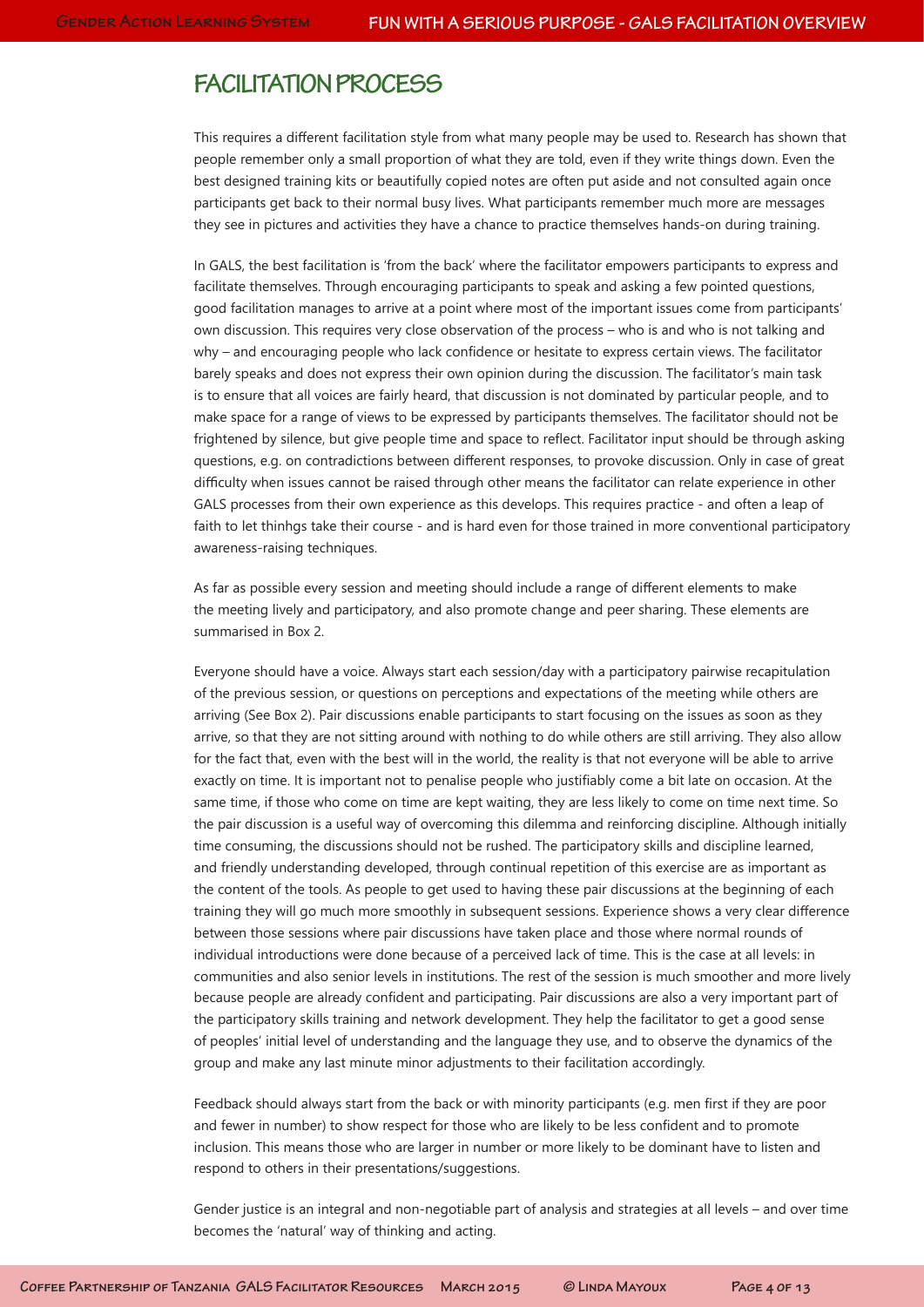## FACILITATION PROCESS

This requires a different facilitation style from what many people may be used to. Research has shown that people remember only a small proportion of what they are told, even if they write things down. Even the best designed training kits or beautifully copied notes are often put aside and not consulted again once participants get back to their normal busy lives. What participants remember much more are messages they see in pictures and activities they have a chance to practice themselves hands-on during training.

In GALS, the best facilitation is 'from the back' where the facilitator empowers participants to express and facilitate themselves. Through encouraging participants to speak and asking a few pointed questions, good facilitation manages to arrive at a point where most of the important issues come from participants' own discussion. This requires very close observation of the process – who is and who is not talking and why – and encouraging people who lack confidence or hesitate to express certain views. The facilitator barely speaks and does not express their own opinion during the discussion. The facilitator's main task is to ensure that all voices are fairly heard, that discussion is not dominated by particular people, and to make space for a range of views to be expressed by participants themselves. The facilitator should not be frightened by silence, but give people time and space to reflect. Facilitator input should be through asking questions, e.g. on contradictions between different responses, to provoke discussion. Only in case of great difficulty when issues cannot be raised through other means the facilitator can relate experience in other GALS processes from their own experience as this develops. This requires practice - and often a leap of faith to let thinhgs take their course - and is hard even for those trained in more conventional participatory awareness-raising techniques.

As far as possible every session and meeting should include a range of different elements to make the meeting lively and participatory, and also promote change and peer sharing. These elements are summarised in Box 2.

Everyone should have a voice. Always start each session/day with a participatory pairwise recapitulation of the previous session, or questions on perceptions and expectations of the meeting while others are arriving (See Box 2). Pair discussions enable participants to start focusing on the issues as soon as they arrive, so that they are not sitting around with nothing to do while others are still arriving. They also allow for the fact that, even with the best will in the world, the reality is that not everyone will be able to arrive exactly on time. It is important not to penalise people who justifiably come a bit late on occasion. At the same time, if those who come on time are kept waiting, they are less likely to come on time next time. So the pair discussion is a useful way of overcoming this dilemma and reinforcing discipline. Although initially time consuming, the discussions should not be rushed. The participatory skills and discipline learned, and friendly understanding developed, through continual repetition of this exercise are as important as the content of the tools. As people to get used to having these pair discussions at the beginning of each training they will go much more smoothly in subsequent sessions. Experience shows a very clear difference between those sessions where pair discussions have taken place and those where normal rounds of individual introductions were done because of a perceived lack of time. This is the case at all levels: in communities and also senior levels in institutions. The rest of the session is much smoother and more lively because people are already confident and participating. Pair discussions are also a very important part of the participatory skills training and network development. They help the facilitator to get a good sense of peoples' initial level of understanding and the language they use, and to observe the dynamics of the group and make any last minute minor adjustments to their facilitation accordingly.

Feedback should always start from the back or with minority participants (e.g. men first if they are poor and fewer in number) to show respect for those who are likely to be less confident and to promote inclusion. This means those who are larger in number or more likely to be dominant have to listen and respond to others in their presentations/suggestions.

Gender justice is an integral and non-negotiable part of analysis and strategies at all levels – and over time becomes the 'natural' way of thinking and acting.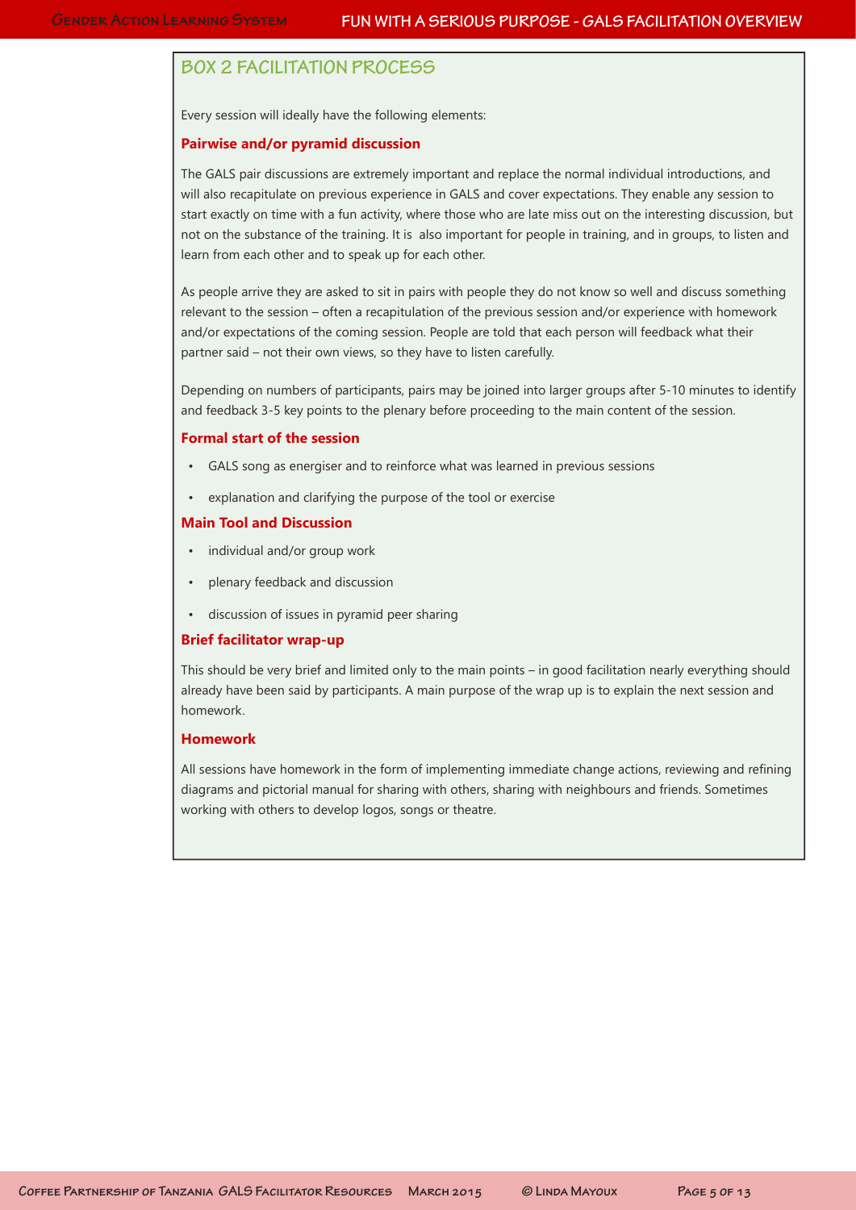## BOX 2 FACILITATION PROCESS

Every session will ideally have the following elements:

### Pairwise and/or pyramid discussion

The GALS pair discussions are extremely important and replace the normal individual introductions, and will also recapitulate on previous experience in GALS and cover expectations. They enable any session to start exactly on time with a fun activity, where those who are late miss out on the interesting discussion, but not on the substance of the training. It is also important for people in training, and in groups, to listen and learn from each other and to speak up for each other.

As people arrive they are asked to sit in pairs with people they do not know so well and discuss something relevant to the session – often a recapitulation of the previous session and/or experience with homework and/or expectations of the coming session. People are told that each person will feedback what their partner said – not their own views, so they have to listen carefully.

Depending on numbers of participants, pairs may be joined into larger groups after 5-10 minutes to identify and feedback 3-5 key points to the plenary before proceeding to the main content of the session.

### Formal start of the session

- GALS song as energiser and to reinforce what was learned in previous sessions
- explanation and clarifying the purpose of the tool or exercise

### Main Tool and Discussion

- individual and/or group work
- plenary feedback and discussion
- discussion of issues in pyramid peer sharing

### Brief facilitator wrap-up

This should be very brief and limited only to the main points – in good facilitation nearly everything should already have been said by participants. A main purpose of the wrap up is to explain the next session and homework.

### Homework

All sessions have homework in the form of implementing immediate change actions, reviewing and refining diagrams and pictorial manual for sharing with others, sharing with neighbours and friends. Sometimes working with others to develop logos, songs or theatre.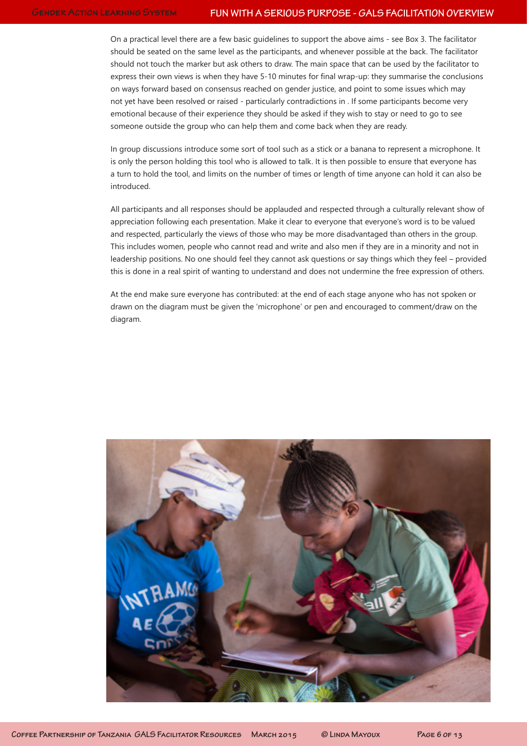On a practical level there are a few basic guidelines to support the above aims - see Box 3. The facilitator should be seated on the same level as the participants, and whenever possible at the back. The facilitator should not touch the marker but ask others to draw. The main space that can be used by the facilitator to express their own views is when they have 5-10 minutes for final wrap-up: they summarise the conclusions on ways forward based on consensus reached on gender justice, and point to some issues which may not yet have been resolved or raised - particularly contradictions in . If some participants become very emotional because of their experience they should be asked if they wish to stay or need to go to see someone outside the group who can help them and come back when they are ready.

In group discussions introduce some sort of tool such as a stick or a banana to represent a microphone. It is only the person holding this tool who is allowed to talk. It is then possible to ensure that everyone has a turn to hold the tool, and limits on the number of times or length of time anyone can hold it can also be introduced.

All participants and all responses should be applauded and respected through a culturally relevant show of appreciation following each presentation. Make it clear to everyone that everyone's word is to be valued and respected, particularly the views of those who may be more disadvantaged than others in the group. This includes women, people who cannot read and write and also men if they are in a minority and not in leadership positions. No one should feel they cannot ask questions or say things which they feel – provided this is done in a real spirit of wanting to understand and does not undermine the free expression of others.

At the end make sure everyone has contributed: at the end of each stage anyone who has not spoken or drawn on the diagram must be given the 'microphone' or pen and encouraged to comment/draw on the diagram.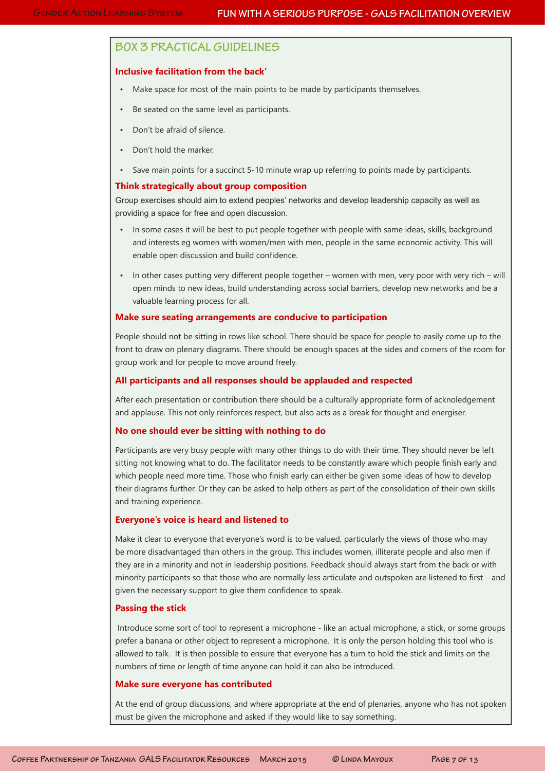## BOX 3 PRACTICAL GUIDELINES

### Inclusive facilitation from the back'

- Make space for most of the main points to be made by participants themselves.
- Be seated on the same level as participants.
- Don't be afraid of silence.
- Don't hold the marker.
- Save main points for a succinct 5-10 minute wrap up referring to points made by participants.

### Think strategically about group composition

Group exercises should aim to extend peoples' networks and develop leadership capacity as well as providing a space for free and open discussion.

- In some cases it will be best to put people together with people with same ideas, skills, background and interests eg women with women/men with men, people in the same economic activity. This will enable open discussion and build confidence.
- In other cases putting very different people together – women with men, very poor with very rich – will open minds to new ideas, build understanding across social barriers, develop new networks and be a valuable learning process for all.

### Make sure seating arrangements are conducive to participation

People should not be sitting in rows like school. There should be space for people to easily come up to the front to draw on plenary diagrams. There should be enough spaces at the sides and corners of the room for group work and for people to move around freely.

### All participants and all responses should be applauded and respected

After each presentation or contribution there should be a culturally appropriate form of acknoledgement and applause. This not only reinforces respect, but also acts as a break for thought and energiser.

### No one should ever be sitting with nothing to do

Participants are very busy people with many other things to do with their time. They should never be left sitting not knowing what to do. The facilitator needs to be constantly aware which people finish early and which people need more time. Those who finish early can either be given some ideas of how to develop their diagrams further. Or they can be asked to help others as part of the consolidation of their own skills and training experience.

### Everyone's voice is heard and listened to

Make it clear to everyone that everyone's word is to be valued, particularly the views of those who may be more disadvantaged than others in the group. This includes women, illiterate people and also men if they are in a minority and not in leadership positions. Feedback should always start from the back or with minority participants so that those who are normally less articulate and outspoken are listened to first – and given the necessary support to give them confidence to speak.

### Passing the stick

Introduce some sort of tool to represent a microphone - like an actual microphone, a stick, or some groups prefer a banana or other object to represent a microphone. It is only the person holding this tool who is allowed to talk. It is then possible to ensure that everyone has a turn to hold the stick and limits on the numbers of time or length of time anyone can hold it can also be introduced.

### Make sure everyone has contributed

At the end of group discussions, and where appropriate at the end of plenaries, anyone who has not spoken must be given the microphone and asked if they would like to say something.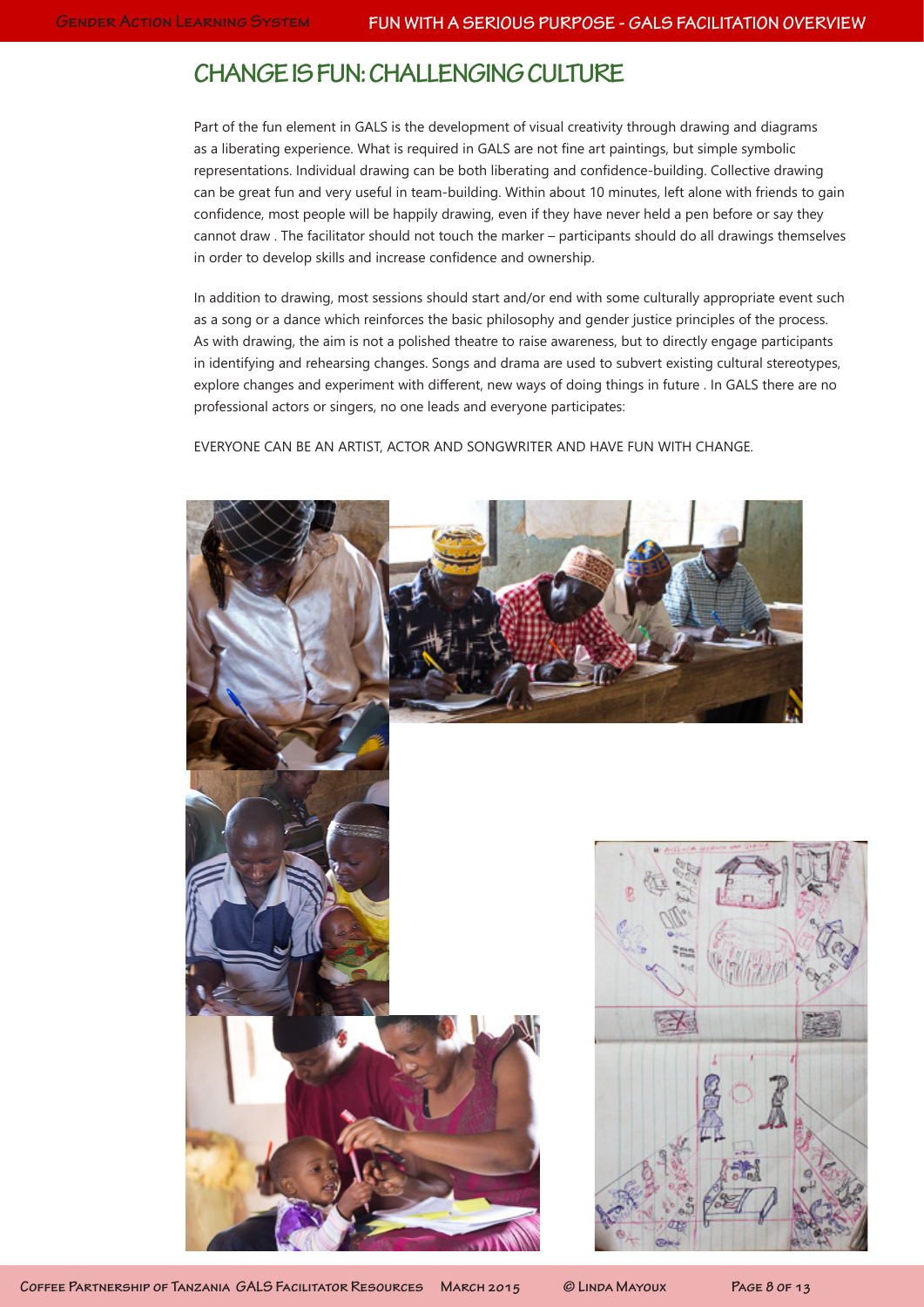## CHANGE IS FUN: CHALLENGING CULTURE

Part of the fun element in GALS is the development of visual creativity through drawing and diagrams as a liberating experience. What is required in GALS are not fine art paintings, but simple symbolic representations. Individual drawing can be both liberating and confidence-building. Collective drawing can be great fun and very useful in team-building. Within about 10 minutes, left alone with friends to gain confidence, most people will be happily drawing, even if they have never held a pen before or say they cannot draw . The facilitator should not touch the marker – participants should do all drawings themselves in order to develop skills and increase confidence and ownership.

In addition to drawing, most sessions should start and/or end with some culturally appropriate event such as a song or a dance which reinforces the basic philosophy and gender justice principles of the process. As with drawing, the aim is not a polished theatre to raise awareness, but to directly engage participants in identifying and rehearsing changes. Songs and drama are used to subvert existing cultural stereotypes, explore changes and experiment with different, new ways of doing things in future . In GALS there are no professional actors or singers, no one leads and everyone participates:

EVERYONE CAN BE AN ARTIST, ACTOR AND SONGWRITER AND HAVE FUN WITH CHANGE.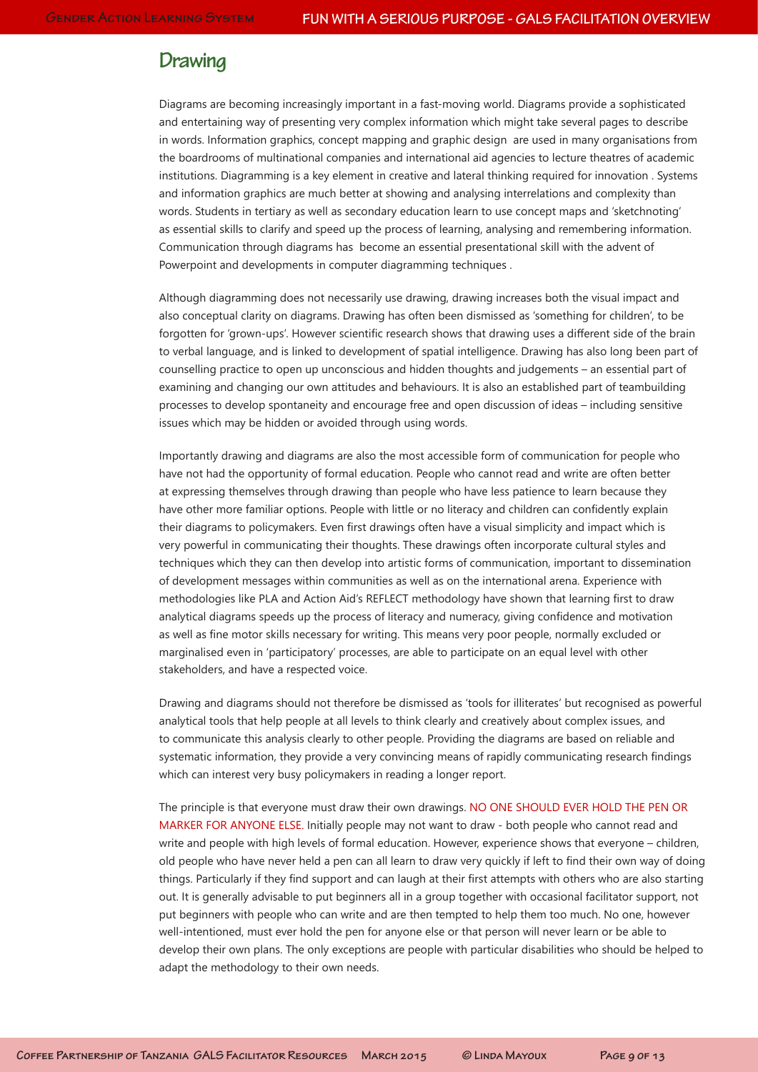## Drawing

Diagrams are becoming increasingly important in a fast-moving world. Diagrams provide a sophisticated and entertaining way of presenting very complex information which might take several pages to describe in words. Information graphics, concept mapping and graphic design are used in many organisations from the boardrooms of multinational companies and international aid agencies to lecture theatres of academic institutions. Diagramming is a key element in creative and lateral thinking required for innovation . Systems and information graphics are much better at showing and analysing interrelations and complexity than words. Students in tertiary as well as secondary education learn to use concept maps and 'sketchnoting' as essential skills to clarify and speed up the process of learning, analysing and remembering information. Communication through diagrams has become an essential presentational skill with the advent of Powerpoint and developments in computer diagramming techniques .

Although diagramming does not necessarily use drawing, drawing increases both the visual impact and also conceptual clarity on diagrams. Drawing has often been dismissed as 'something for children', to be forgotten for 'grown-ups'. However scientific research shows that drawing uses a different side of the brain to verbal language, and is linked to development of spatial intelligence. Drawing has also long been part of counselling practice to open up unconscious and hidden thoughts and judgements – an essential part of examining and changing our own attitudes and behaviours. It is also an established part of teambuilding processes to develop spontaneity and encourage free and open discussion of ideas – including sensitive issues which may be hidden or avoided through using words.

Importantly drawing and diagrams are also the most accessible form of communication for people who have not had the opportunity of formal education. People who cannot read and write are often better at expressing themselves through drawing than people who have less patience to learn because they have other more familiar options. People with little or no literacy and children can confidently explain their diagrams to policymakers. Even first drawings often have a visual simplicity and impact which is very powerful in communicating their thoughts. These drawings often incorporate cultural styles and techniques which they can then develop into artistic forms of communication, important to dissemination of development messages within communities as well as on the international arena. Experience with methodologies like PLA and Action Aid's REFLECT methodology have shown that learning first to draw analytical diagrams speeds up the process of literacy and numeracy, giving confidence and motivation as well as fine motor skills necessary for writing. This means very poor people, normally excluded or marginalised even in 'participatory' processes, are able to participate on an equal level with other stakeholders, and have a respected voice.

Drawing and diagrams should not therefore be dismissed as 'tools for illiterates' but recognised as powerful analytical tools that help people at all levels to think clearly and creatively about complex issues, and to communicate this analysis clearly to other people. Providing the diagrams are based on reliable and systematic information, they provide a very convincing means of rapidly communicating research findings which can interest very busy policymakers in reading a longer report.

The principle is that everyone must draw their own drawings. NO ONE SHOULD EVER HOLD THE PEN OR MARKER FOR ANYONE ELSE. Initially people may not want to draw - both people who cannot read and write and people with high levels of formal education. However, experience shows that everyone – children, old people who have never held a pen can all learn to draw very quickly if left to find their own way of doing things. Particularly if they find support and can laugh at their first attempts with others who are also starting out. It is generally advisable to put beginners all in a group together with occasional facilitator support, not put beginners with people who can write and are then tempted to help them too much. No one, however well-intentioned, must ever hold the pen for anyone else or that person will never learn or be able to develop their own plans. The only exceptions are people with particular disabilities who should be helped to adapt the methodology to their own needs.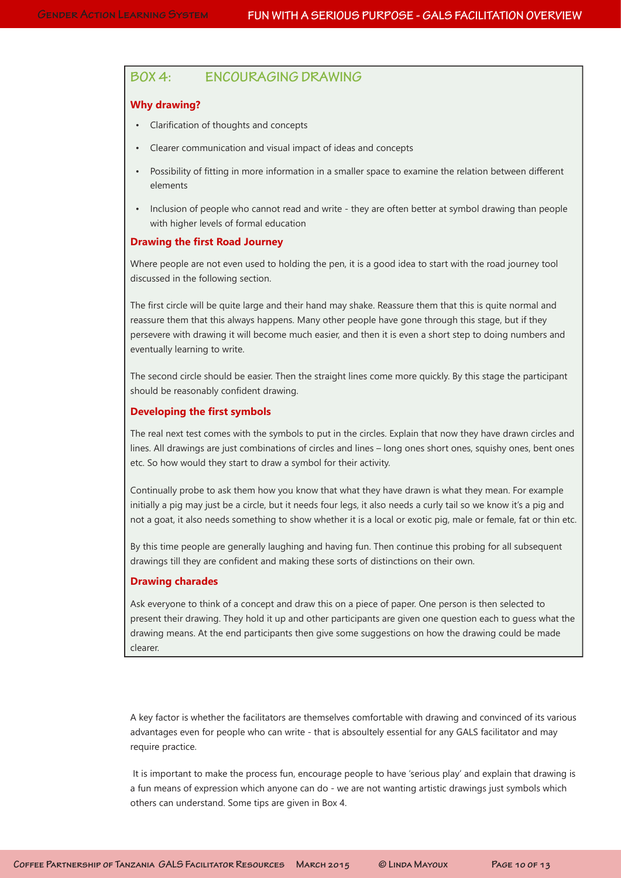## BOX 4: ENCOURAGING DRAWING

**Why drawing?**

- Clarification of thoughts and concepts
- Clearer communication and visual impact of ideas and concepts
- Possibility of fitting in more information in a smaller space to examine the relation between different elements
- Inclusion of people who cannot read and write - they are often better at symbol drawing than people with higher levels of formal education

**Drawing the first Road Journey**

Where people are not even used to holding the pen, it is a good idea to start with the road journey tool discussed in the following section.

The first circle will be quite large and their hand may shake. Reassure them that this is quite normal and reassure them that this always happens. Many other people have gone through this stage, but if they persevere with drawing it will become much easier, and then it is even a short step to doing numbers and eventually learning to write.

The second circle should be easier. Then the straight lines come more quickly. By this stage the participant should be reasonably confident drawing.

**Developing the first symbols**

The real next test comes with the symbols to put in the circles. Explain that now they have drawn circles and lines. All drawings are just combinations of circles and lines – long ones short ones, squishy ones, bent ones etc. So how would they start to draw a symbol for their activity.

Continually probe to ask them how you know that what they have drawn is what they mean. For example initially a pig may just be a circle, but it needs four legs, it also needs a curly tail so we know it's a pig and not a goat, it also needs something to show whether it is a local or exotic pig, male or female, fat or thin etc.

By this time people are generally laughing and having fun. Then continue this probing for all subsequent drawings till they are confident and making these sorts of distinctions on their own.

**Drawing charades**

Ask everyone to think of a concept and draw this on a piece of paper. One person is then selected to present their drawing. They hold it up and other participants are given one question each to guess what the drawing means. At the end participants then give some suggestions on how the drawing could be made clearer.

A key factor is whether the facilitators are themselves comfortable with drawing and convinced of its various advantages even for people who can write - that is absoultely essential for any GALS facilitator and may require practice.

It is important to make the process fun, encourage people to have 'serious play' and explain that drawing is a fun means of expression which anyone can do - we are not wanting artistic drawings just symbols which others can understand. Some tips are given in Box 4.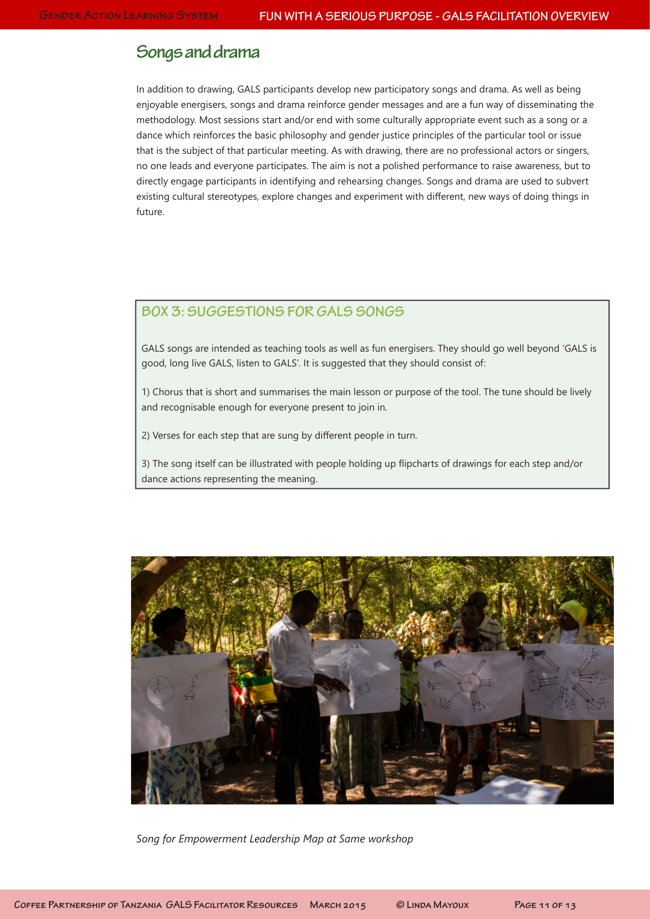## Songs and drama

In addition to drawing, GALS participants develop new participatory songs and drama. As well as being enjoyable energisers, songs and drama reinforce gender messages and are a fun way of disseminating the methodology. Most sessions start and/or end with some culturally appropriate event such as a song or a dance which reinforces the basic philosophy and gender justice principles of the particular tool or issue that is the subject of that particular meeting. As with drawing, there are no professional actors or singers, no one leads and everyone participates. The aim is not a polished performance to raise awareness, but to directly engage participants in identifying and rehearsing changes. Songs and drama are used to subvert existing cultural stereotypes, explore changes and experiment with different, new ways of doing things in future.

### BOX 3: SUGGESTIONS FOR GALS SONGS

GALS songs are intended as teaching tools as well as fun energisers. They should go well beyond 'GALS is good, long live GALS, listen to GALS'. It is suggested that they should consist of:

1) Chorus that is short and summarises the main lesson or purpose of the tool. The tune should be lively and recognisable enough for everyone present to join in.

2) Verses for each step that are sung by different people in turn.

3) The song itself can be illustrated with people holding up flipcharts of drawings for each step and/or dance actions representing the meaning.

*Song for Empowerment Leadership Map at Same workshop*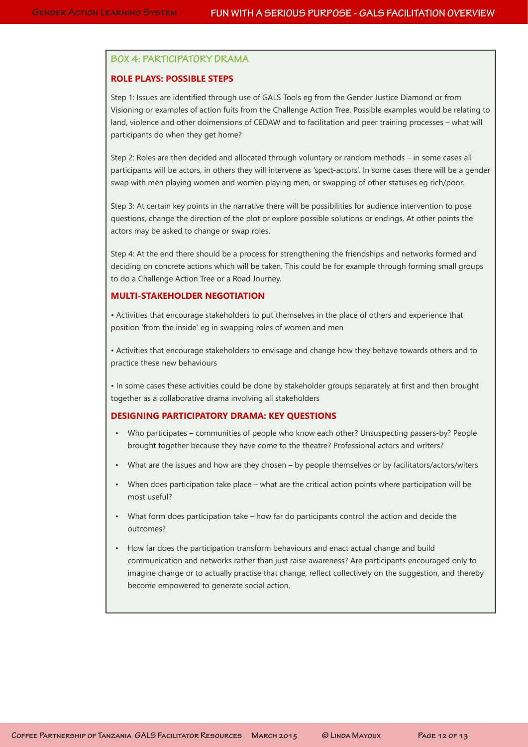## BOX 4: PARTICIPATORY DRAMA

### ROLE PLAYS: POSSIBLE STEPS

Step 1: Issues are identified through use of GALS Tools eg from the Gender Justice Diamond or from Visioning or examples of action fuits from the Challenge Action Tree. Possible examples would be relating to land, violence and other doimensions of CEDAW and to facilitation and peer training processes – what will participants do when they get home?

Step 2: Roles are then decided and allocated through voluntary or random methods – in some cases all participants will be actors, in others they will intervene as 'spect-actors'. In some cases there will be a gender swap with men playing women and women playing men, or swapping of other statuses eg rich/poor.

Step 3: At certain key points in the narrative there will be possibilities for audience intervention to pose questions, change the direction of the plot or explore possible solutions or endings. At other points the actors may be asked to change or swap roles.

Step 4: At the end there should be a process for strengthening the friendships and networks formed and deciding on concrete actions which will be taken. This could be for example through forming small groups to do a Challenge Action Tree or a Road Journey.

### MULTI-STAKEHOLDER NEGOTIATION

• Activities that encourage stakeholders to put themselves in the place of others and experience that position 'from the inside' eg in swapping roles of women and men

• Activities that encourage stakeholders to envisage and change how they behave towards others and to practice these new behaviours

• In some cases these activities could be done by stakeholder groups separately at first and then brought together as a collaborative drama involving all stakeholders

### DESIGNING PARTICIPATORY DRAMA: KEY QUESTIONS

- Who participates – communities of people who know each other? Unsuspecting passers-by? People brought together because they have come to the theatre? Professional actors and writers?
- What are the issues and how are they chosen – by people themselves or by facilitators/actors/witers
- When does participation take place – what are the critical action points where participation will be most useful?
- What form does participation take – how far do participants control the action and decide the outcomes?
- How far does the participation transform behaviours and enact actual change and build communication and networks rather than just raise awareness? Are participants encouraged only to imagine change or to actually practise that change, reflect collectively on the suggestion, and thereby become empowered to generate social action.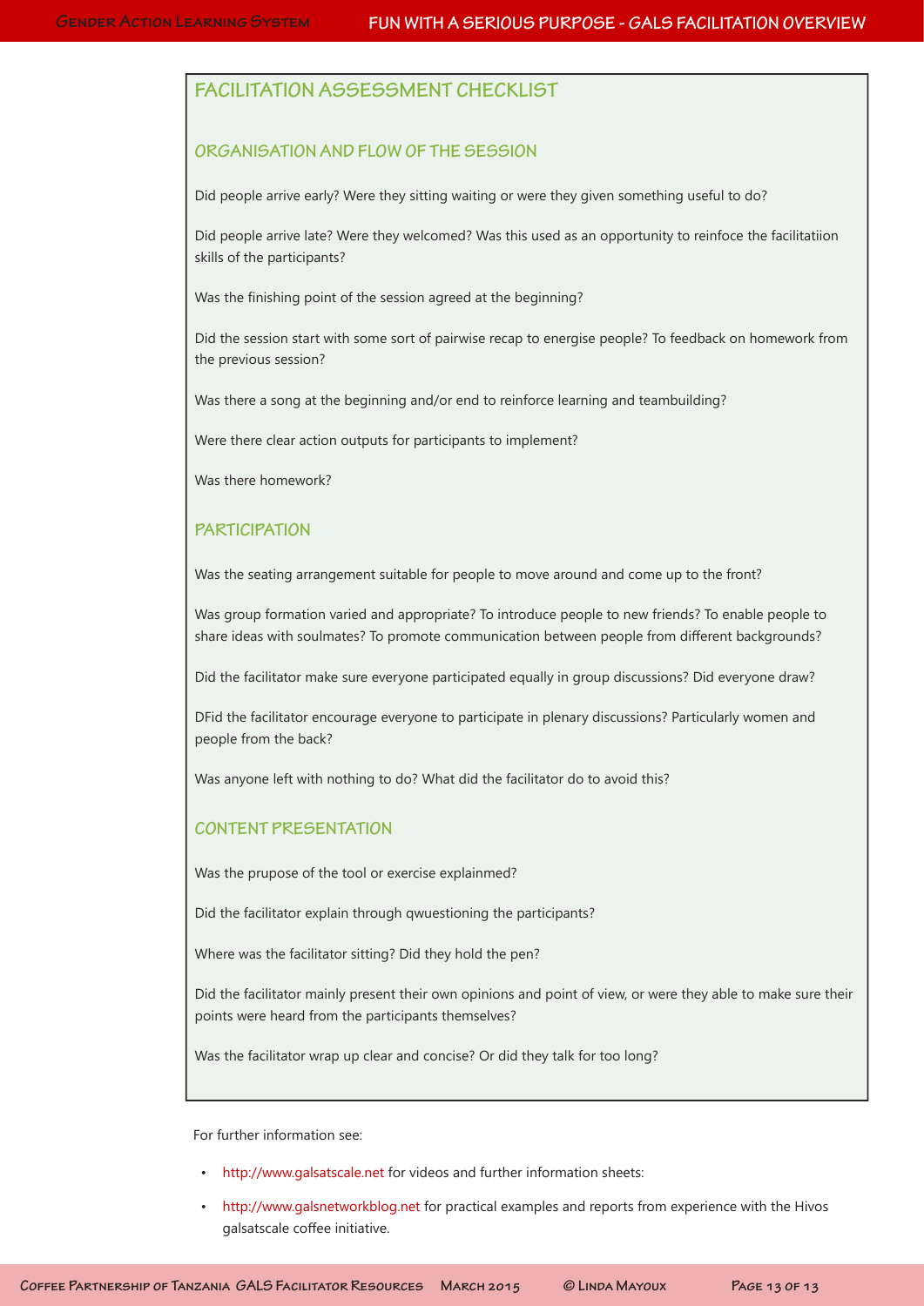## FACILITATION ASSESSMENT CHECKLIST

### ORGANISATION AND FLOW OF THE SESSION

Did people arrive early? Were they sitting waiting or were they given something useful to do?

Did people arrive late? Were they welcomed? Was this used as an opportunity to reinfoce the facilitatiion skills of the participants?

Was the finishing point of the session agreed at the beginning?

Did the session start with some sort of pairwise recap to energise people? To feedback on homework from the previous session?

Was there a song at the beginning and/or end to reinforce learning and teambuilding?

Were there clear action outputs for participants to implement?

Was there homework?

### PARTICIPATION

Was the seating arrangement suitable for people to move around and come up to the front?

Was group formation varied and appropriate? To introduce people to new friends? To enable people to share ideas with soulmates? To promote communication between people from different backgrounds?

Did the facilitator make sure everyone participated equally in group discussions? Did everyone draw?

DFid the facilitator encourage everyone to participate in plenary discussions? Particularly women and people from the back?

Was anyone left with nothing to do? What did the facilitator do to avoid this?

### CONTENT PRESENTATION

Was the prupose of the tool or exercise explainmed?

Did the facilitator explain through qwuestioning the participants?

Where was the facilitator sitting? Did they hold the pen?

Did the facilitator mainly present their own opinions and point of view, or were they able to make sure their points were heard from the participants themselves?

Was the facilitator wrap up clear and concise? Or did they talk for too long?

For further information see:

- http://www.galsatscale.net for videos and further information sheets:
- http://www.galsnetworkblog.net for practical examples and reports from experience with the Hivos galsatscale coffee initiative.